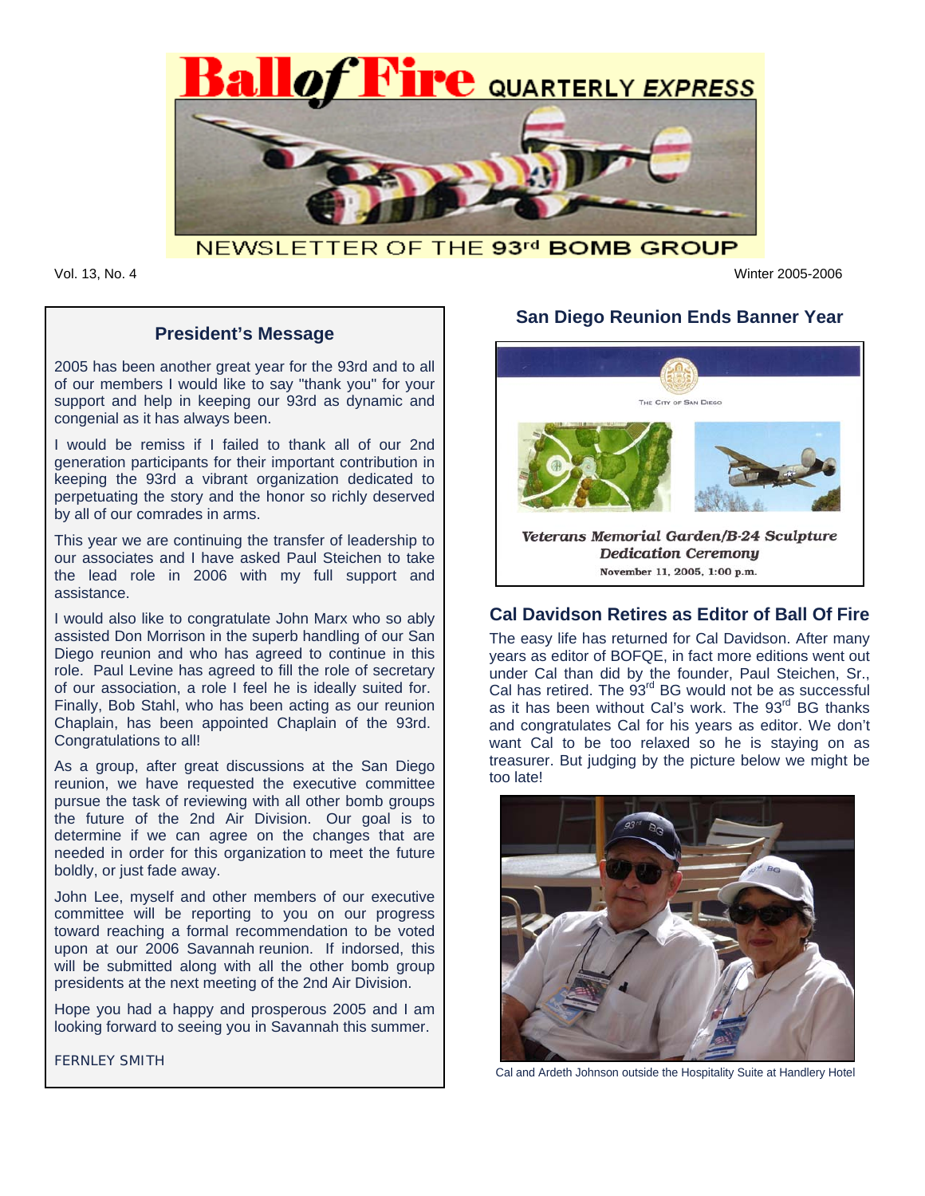# Ball of Fire QUARTERLY EXPRESS

NEWSLETTER OF THE 93rd BOMB GROUP

Vol. 13, No. 4 — Winter 2005-2006

## President's Message

2005 has been another great year for the 93rd and to all of our members I would like to say "thank you" for your support and help in keeping our 93rd as dynamic and congenial as it has always been.

I would be remiss if I failed to thank all of our 2nd generation participants for their important contribution in keeping the 93rd a vibrant organization dedicated to perpetuating the story and the honor so richly deserved by all of our comrades in arms.

This year we are continuing the transfer of leadership to our associates and I have asked Paul Steichen to take the lead role in 2006 with my full support and assistance.

I would also like to congratulate John Marx who so ably assisted Don Morrison in the superb handling of our San Diego reunion and who has agreed to continue in this role. Paul Levine has agreed to fill the role of secretary of our association, a role I feel he is ideally suited for. Finally, Bob Stahl, who has been acting as our reunion Chaplain, has been appointed Chaplain of the 93rd. Congratulations to all!

As a group, after great discussions at the San Diego reunion, we have requested the executive committee pursue the task of reviewing with all other bomb groups the future of the 2nd Air Division. Our goal is to determine if we can agree on the changes that are needed in order for this organization to meet the future boldly, or just fade away.

John Lee, myself and other members of our executive committee will be reporting to you on our progress toward reaching a formal recommendation to be voted upon at our 2006 Savannah reunion. If indorsed, this will be submitted along with all the other bomb group presidents at the next meeting of the 2nd Air Division.

Hope you had a happy and prosperous 2005 and I am looking forward to seeing you in Savannah this summer.

FERNLEY SMITH

## San Diego Reunion Ends Banner Year

THE CITY OF SAN DIEGO

*Veterans Memorial Garden/B-24 Sculpture Dedication Ceremony*

November 11, 2005, 1:00 p.m.

## Cal Davidson Retires as Editor of Ball Of Fire

The easy life has returned for Cal Davidson. After many years as editor of BOFQE, in fact more editions went out under Cal than did by the founder, Paul Steichen, Sr., Cal has retired. The 93rd BG would not be as successful as it has been without Cal's work. The 93rd BG thanks and congratulates Cal for his years as editor. We don't want Cal to be too relaxed so he is staying on as treasurer. But judging by the picture below we might be too late!

Cal and Ardeth Johnson outside the Hospitality Suite at Handlery Hotel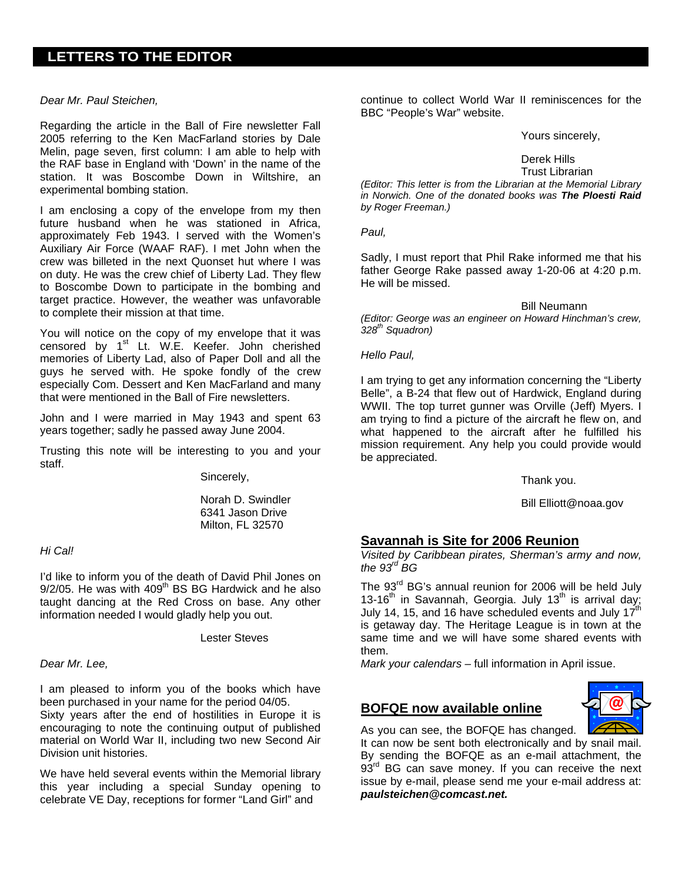## LETTERS TO THE EDITOR

*Dear Mr. Paul Steichen,*

Regarding the article in the Ball of Fire newsletter Fall 2005 referring to the Ken MacFarland stories by Dale Melin, page seven, first column: I am able to help with the RAF base in England with 'Down' in the name of the station. It was Boscombe Down in Wiltshire, an experimental bombing station.

I am enclosing a copy of the envelope from my then future husband when he was stationed in Africa, approximately Feb 1943. I served with the Women's Auxiliary Air Force (WAAF RAF). I met John when the crew was billeted in the next Quonset hut where I was on duty. He was the crew chief of Liberty Lad. They flew to Boscombe Down to participate in the bombing and target practice. However, the weather was unfavorable to complete their mission at that time.

You will notice on the copy of my envelope that it was censored by 1st Lt. W.E. Keefer. John cherished memories of Liberty Lad, also of Paper Doll and all the guys he served with. He spoke fondly of the crew especially Com. Dessert and Ken MacFarland and many that were mentioned in the Ball of Fire newsletters.

John and I were married in May 1943 and spent 63 years together; sadly he passed away June 2004.

Trusting this note will be interesting to you and your staff.

Sincerely,

Norah D. Swindler
6341 Jason Drive
Milton, FL 32570

*Hi Cal!*

I'd like to inform you of the death of David Phil Jones on 9/2/05. He was with 409th BS BG Hardwick and he also taught dancing at the Red Cross on base. Any other information needed I would gladly help you out.

Lester Steves

*Dear Mr. Lee,*

I am pleased to inform you of the books which have been purchased in your name for the period 04/05.
Sixty years after the end of hostilities in Europe it is encouraging to note the continuing output of published material on World War II, including two new Second Air Division unit histories.

We have held several events within the Memorial library this year including a special Sunday opening to celebrate VE Day, receptions for former "Land Girl" and continue to collect World War II reminiscences for the BBC "People's War" website.

Yours sincerely,

Derek Hills
Trust Librarian

*(Editor: This letter is from the Librarian at the Memorial Library in Norwich. One of the donated books was* ***The Ploesti Raid*** *by Roger Freeman.)*

*Paul,*

Sadly, I must report that Phil Rake informed me that his father George Rake passed away 1-20-06 at 4:20 p.m. He will be missed.

Bill Neumann

*(Editor: George was an engineer on Howard Hinchman's crew, 328th Squadron)*

*Hello Paul,*

I am trying to get any information concerning the "Liberty Belle", a B-24 that flew out of Hardwick, England during WWII. The top turret gunner was Orville (Jeff) Myers. I am trying to find a picture of the aircraft he flew on, and what happened to the aircraft after he fulfilled his mission requirement. Any help you could provide would be appreciated.

Thank you.

Bill Elliott@noaa.gov

## Savannah is Site for 2006 Reunion

*Visited by Caribbean pirates, Sherman's army and now, the 93rd BG*

The 93rd BG's annual reunion for 2006 will be held July 13-16th in Savannah, Georgia. July 13th is arrival day; July 14, 15, and 16 have scheduled events and July 17th is getaway day. The Heritage League is in town at the same time and we will have some shared events with them.

*Mark your calendars* – full information in April issue.

## BOFQE now available online

As you can see, the BOFQE has changed. It can now be sent both electronically and by snail mail. By sending the BOFQE as an e-mail attachment, the 93rd BG can save money. If you can receive the next issue by e-mail, please send me your e-mail address at: ***paulsteichen@comcast.net.***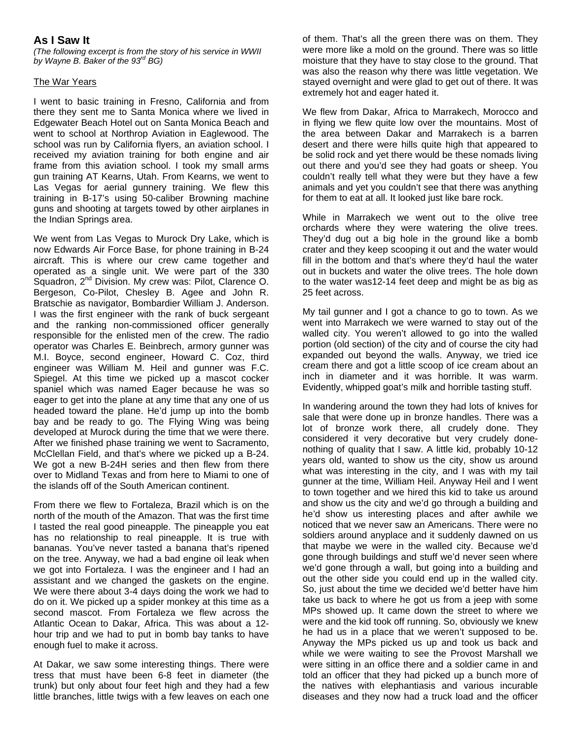## As I Saw It

*(The following excerpt is from the story of his service in WWII by Wayne B. Baker of the 93rd BG)*

The War Years

I went to basic training in Fresno, California and from there they sent me to Santa Monica where we lived in Edgewater Beach Hotel out on Santa Monica Beach and went to school at Northrop Aviation in Eaglewood. The school was run by California flyers, an aviation school. I received my aviation training for both engine and air frame from this aviation school. I took my small arms gun training AT Kearns, Utah. From Kearns, we went to Las Vegas for aerial gunnery training. We flew this training in B-17's using 50-caliber Browning machine guns and shooting at targets towed by other airplanes in the Indian Springs area.

We went from Las Vegas to Murock Dry Lake, which is now Edwards Air Force Base, for phone training in B-24 aircraft. This is where our crew came together and operated as a single unit. We were part of the 330 Squadron, 2nd Division. My crew was: Pilot, Clarence O. Bergeson, Co-Pilot, Chesley B. Agee and John R. Bratschie as navigator, Bombardier William J. Anderson. I was the first engineer with the rank of buck sergeant and the ranking non-commissioned officer generally responsible for the enlisted men of the crew. The radio operator was Charles E. Beinbrech, armory gunner was M.I. Boyce, second engineer, Howard C. Coz, third engineer was William M. Heil and gunner was F.C. Spiegel. At this time we picked up a mascot cocker spaniel which was named Eager because he was so eager to get into the plane at any time that any one of us headed toward the plane. He'd jump up into the bomb bay and be ready to go. The Flying Wing was being developed at Murock during the time that we were there. After we finished phase training we went to Sacramento, McClellan Field, and that's where we picked up a B-24. We got a new B-24H series and then flew from there over to Midland Texas and from here to Miami to one of the islands off of the South American continent.

From there we flew to Fortaleza, Brazil which is on the north of the mouth of the Amazon. That was the first time I tasted the real good pineapple. The pineapple you eat has no relationship to real pineapple. It is true with bananas. You've never tasted a banana that's ripened on the tree. Anyway, we had a bad engine oil leak when we got into Fortaleza. I was the engineer and I had an assistant and we changed the gaskets on the engine. We were there about 3-4 days doing the work we had to do on it. We picked up a spider monkey at this time as a second mascot. From Fortaleza we flew across the Atlantic Ocean to Dakar, Africa. This was about a 12-hour trip and we had to put in bomb bay tanks to have enough fuel to make it across.

At Dakar, we saw some interesting things. There were tress that must have been 6-8 feet in diameter (the trunk) but only about four feet high and they had a few little branches, little twigs with a few leaves on each one of them. That's all the green there was on them. They were more like a mold on the ground. There was so little moisture that they have to stay close to the ground. That was also the reason why there was little vegetation. We stayed overnight and were glad to get out of there. It was extremely hot and eager hated it.

We flew from Dakar, Africa to Marrakech, Morocco and in flying we flew quite low over the mountains. Most of the area between Dakar and Marrakech is a barren desert and there were hills quite high that appeared to be solid rock and yet there would be these nomads living out there and you'd see they had goats or sheep. You couldn't really tell what they were but they have a few animals and yet you couldn't see that there was anything for them to eat at all. It looked just like bare rock.

While in Marrakech we went out to the olive tree orchards where they were watering the olive trees. They'd dug out a big hole in the ground like a bomb crater and they keep scooping it out and the water would fill in the bottom and that's where they'd haul the water out in buckets and water the olive trees. The hole down to the water was12-14 feet deep and might be as big as 25 feet across.

My tail gunner and I got a chance to go to town. As we went into Marrakech we were warned to stay out of the walled city. You weren't allowed to go into the walled portion (old section) of the city and of course the city had expanded out beyond the walls. Anyway, we tried ice cream there and got a little scoop of ice cream about an inch in diameter and it was horrible. It was warm. Evidently, whipped goat's milk and horrible tasting stuff.

In wandering around the town they had lots of knives for sale that were done up in bronze handles. There was a lot of bronze work there, all crudely done. They considered it very decorative but very crudely done-nothing of quality that I saw. A little kid, probably 10-12 years old, wanted to show us the city, show us around what was interesting in the city, and I was with my tail gunner at the time, William Heil. Anyway Heil and I went to town together and we hired this kid to take us around and show us the city and we'd go through a building and he'd show us interesting places and after awhile we noticed that we never saw an Americans. There were no soldiers around anyplace and it suddenly dawned on us that maybe we were in the walled city. Because we'd gone through buildings and stuff we'd never seen where we'd gone through a wall, but going into a building and out the other side you could end up in the walled city. So, just about the time we decided we'd better have him take us back to where he got us from a jeep with some MPs showed up. It came down the street to where we were and the kid took off running. So, obviously we knew he had us in a place that we weren't supposed to be. Anyway the MPs picked us up and took us back and while we were waiting to see the Provost Marshall we were sitting in an office there and a soldier came in and told an officer that they had picked up a bunch more of the natives with elephantiasis and various incurable diseases and they now had a truck load and the officer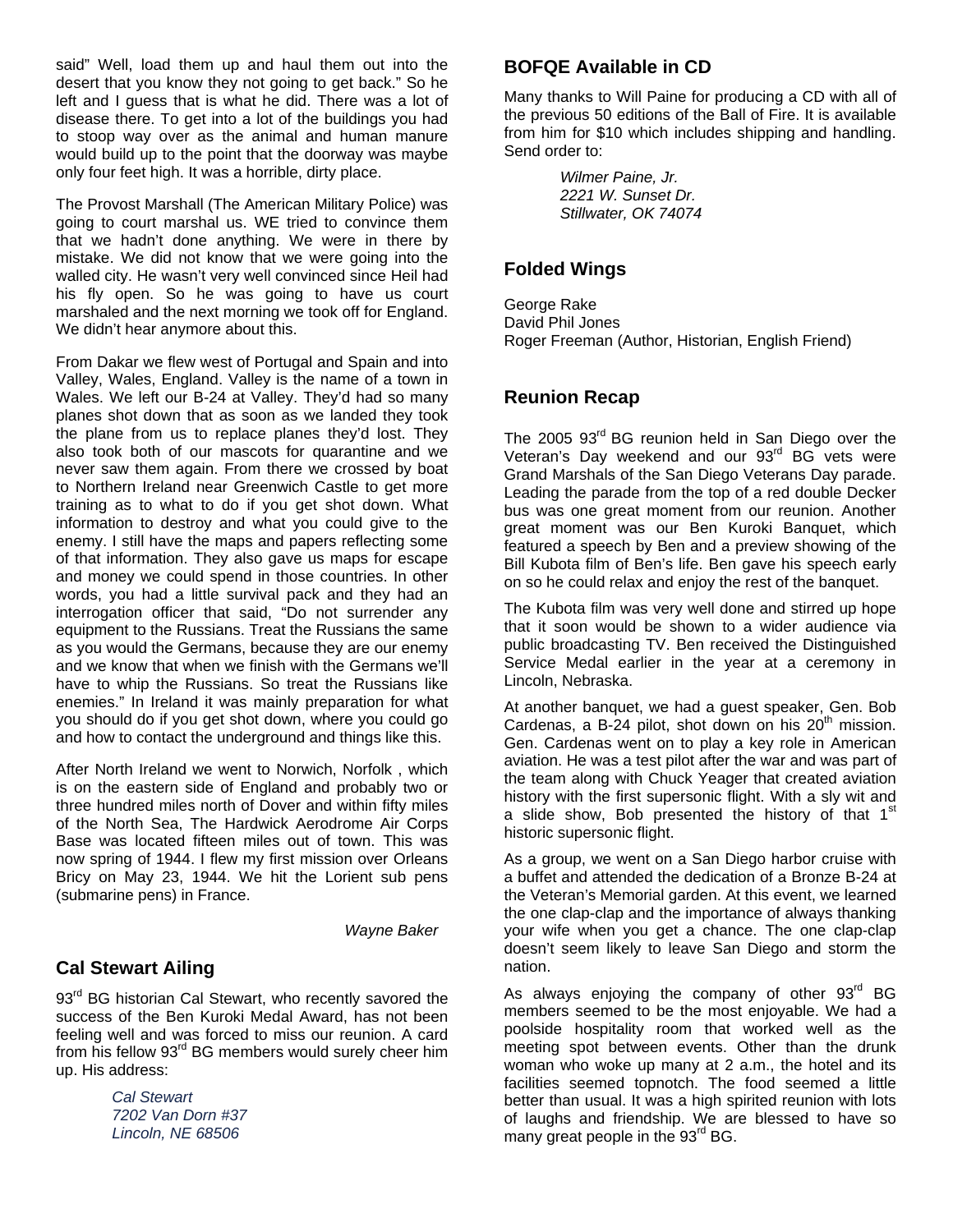said" Well, load them up and haul them out into the desert that you know they not going to get back." So he left and I guess that is what he did. There was a lot of disease there. To get into a lot of the buildings you had to stoop way over as the animal and human manure would build up to the point that the doorway was maybe only four feet high. It was a horrible, dirty place.

The Provost Marshall (The American Military Police) was going to court marshal us. WE tried to convince them that we hadn't done anything. We were in there by mistake. We did not know that we were going into the walled city. He wasn't very well convinced since Heil had his fly open. So he was going to have us court marshaled and the next morning we took off for England. We didn't hear anymore about this.

From Dakar we flew west of Portugal and Spain and into Valley, Wales, England. Valley is the name of a town in Wales. We left our B-24 at Valley. They'd had so many planes shot down that as soon as we landed they took the plane from us to replace planes they'd lost. They also took both of our mascots for quarantine and we never saw them again. From there we crossed by boat to Northern Ireland near Greenwich Castle to get more training as to what to do if you get shot down. What information to destroy and what you could give to the enemy. I still have the maps and papers reflecting some of that information. They also gave us maps for escape and money we could spend in those countries. In other words, you had a little survival pack and they had an interrogation officer that said, "Do not surrender any equipment to the Russians. Treat the Russians the same as you would the Germans, because they are our enemy and we know that when we finish with the Germans we'll have to whip the Russians. So treat the Russians like enemies." In Ireland it was mainly preparation for what you should do if you get shot down, where you could go and how to contact the underground and things like this.

After North Ireland we went to Norwich, Norfolk , which is on the eastern side of England and probably two or three hundred miles north of Dover and within fifty miles of the North Sea, The Hardwick Aerodrome Air Corps Base was located fifteen miles out of town. This was now spring of 1944. I flew my first mission over Orleans Bricy on May 23, 1944. We hit the Lorient sub pens (submarine pens) in France.

*Wayne Baker*

## Cal Stewart Ailing

93rd BG historian Cal Stewart, who recently savored the success of the Ben Kuroki Medal Award, has not been feeling well and was forced to miss our reunion. A card from his fellow 93rd BG members would surely cheer him up. His address:

> *Cal Stewart*
> *7202 Van Dorn #37*
> *Lincoln, NE 68506*

## BOFQE Available in CD

Many thanks to Will Paine for producing a CD with all of the previous 50 editions of the Ball of Fire. It is available from him for $10 which includes shipping and handling. Send order to:

> *Wilmer Paine, Jr.*
> *2221 W. Sunset Dr.*
> *Stillwater, OK 74074*

## Folded Wings

George Rake
David Phil Jones
Roger Freeman (Author, Historian, English Friend)

## Reunion Recap

The 2005 93rd BG reunion held in San Diego over the Veteran's Day weekend and our 93rd BG vets were Grand Marshals of the San Diego Veterans Day parade. Leading the parade from the top of a red double Decker bus was one great moment from our reunion. Another great moment was our Ben Kuroki Banquet, which featured a speech by Ben and a preview showing of the Bill Kubota film of Ben's life. Ben gave his speech early on so he could relax and enjoy the rest of the banquet.

The Kubota film was very well done and stirred up hope that it soon would be shown to a wider audience via public broadcasting TV. Ben received the Distinguished Service Medal earlier in the year at a ceremony in Lincoln, Nebraska.

At another banquet, we had a guest speaker, Gen. Bob Cardenas, a B-24 pilot, shot down on his 20th mission. Gen. Cardenas went on to play a key role in American aviation. He was a test pilot after the war and was part of the team along with Chuck Yeager that created aviation history with the first supersonic flight. With a sly wit and a slide show, Bob presented the history of that 1st historic supersonic flight.

As a group, we went on a San Diego harbor cruise with a buffet and attended the dedication of a Bronze B-24 at the Veteran's Memorial garden. At this event, we learned the one clap-clap and the importance of always thanking your wife when you get a chance. The one clap-clap doesn't seem likely to leave San Diego and storm the nation.

As always enjoying the company of other 93rd BG members seemed to be the most enjoyable. We had a poolside hospitality room that worked well as the meeting spot between events. Other than the drunk woman who woke up many at 2 a.m., the hotel and its facilities seemed topnotch. The food seemed a little better than usual. It was a high spirited reunion with lots of laughs and friendship. We are blessed to have so many great people in the 93rd BG.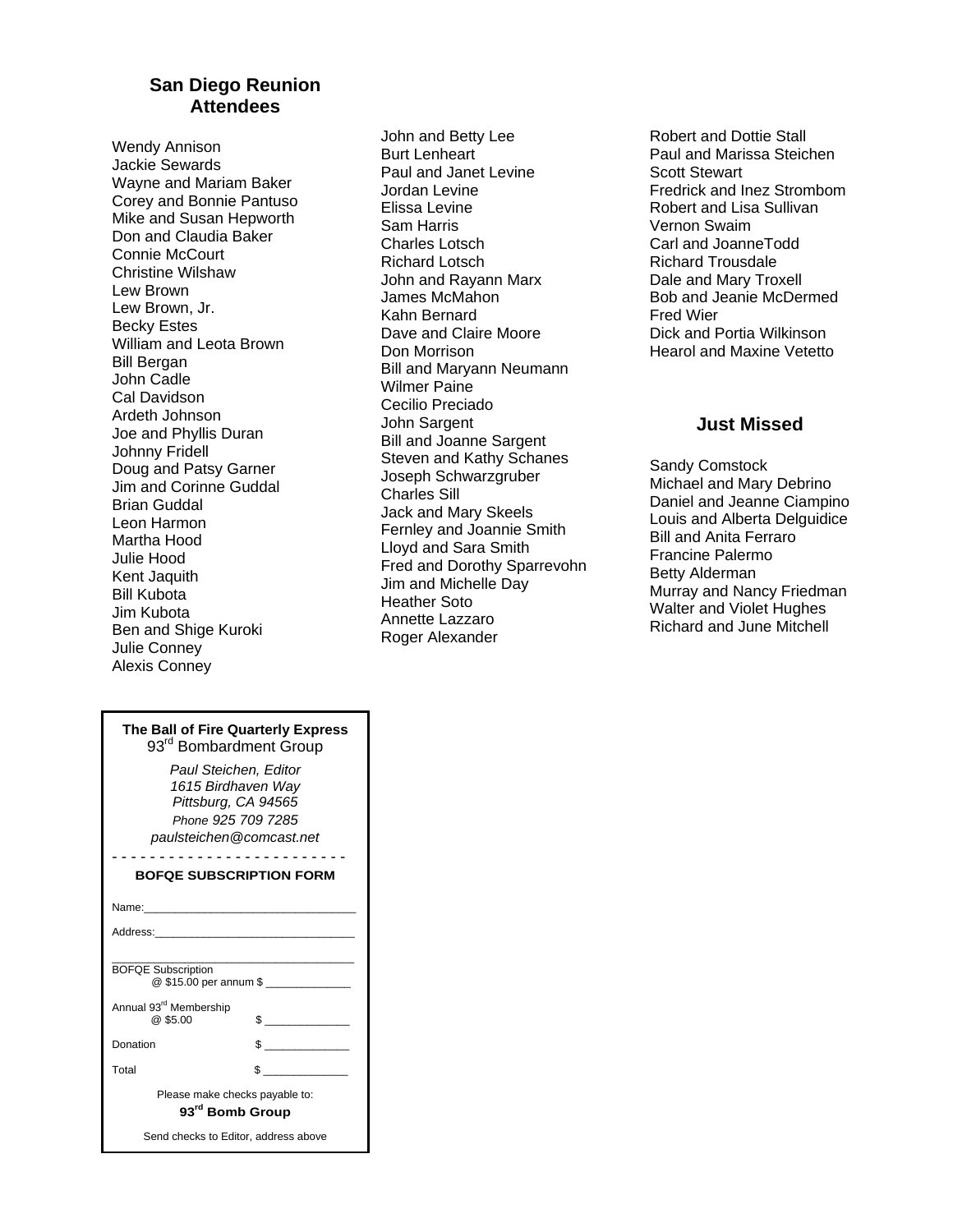## San Diego Reunion Attendees

Wendy Annison
Jackie Sewards
Wayne and Mariam Baker
Corey and Bonnie Pantuso
Mike and Susan Hepworth
Don and Claudia Baker
Connie McCourt
Christine Wilshaw
Lew Brown
Lew Brown, Jr.
Becky Estes
William and Leota Brown
Bill Bergan
John Cadle
Cal Davidson
Ardeth Johnson
Joe and Phyllis Duran
Johnny Fridell
Doug and Patsy Garner
Jim and Corinne Guddal
Brian Guddal
Leon Harmon
Martha Hood
Julie Hood
Kent Jaquith
Bill Kubota
Jim Kubota
Ben and Shige Kuroki
Julie Conney
Alexis Conney
John and Betty Lee
Burt Lenheart
Paul and Janet Levine
Jordan Levine
Elissa Levine
Sam Harris
Charles Lotsch
Richard Lotsch
John and Rayann Marx
James McMahon
Kahn Bernard
Dave and Claire Moore
Don Morrison
Bill and Maryann Neumann
Wilmer Paine
Cecilio Preciado
John Sargent
Bill and Joanne Sargent
Steven and Kathy Schanes
Joseph Schwarzgruber
Charles Sill
Jack and Mary Skeels
Fernley and Joannie Smith
Lloyd and Sara Smith
Fred and Dorothy Sparrevohn
Jim and Michelle Day
Heather Soto
Annette Lazzaro
Roger Alexander
Robert and Dottie Stall
Paul and Marissa Steichen
Scott Stewart
Fredrick and Inez Strombom
Robert and Lisa Sullivan
Vernon Swaim
Carl and JoanneTodd
Richard Trousdale
Dale and Mary Troxell
Bob and Jeanie McDermed
Fred Wier
Dick and Portia Wilkinson
Hearol and Maxine Vetetto

## Just Missed

Sandy Comstock
Michael and Mary Debrino
Daniel and Jeanne Ciampino
Louis and Alberta Delguidice
Bill and Anita Ferraro
Francine Palermo
Betty Alderman
Murray and Nancy Friedman
Walter and Violet Hughes
Richard and June Mitchell

**The Ball of Fire Quarterly Express**
93rd Bombardment Group

*Paul Steichen, Editor*
*1615 Birdhaven Way*
*Pittsburg, CA 94565*
*Phone 925 709 7285*
*paulsteichen@comcast.net*

- - - - - - - - - - - - - - - - - - - - - - - -

**BOFQE SUBSCRIPTION FORM**

Name:_________________________________

Address:_______________________________

_______________________________________

BOFQE Subscription
@ $15.00 per annum $ _____________

Annual 93rd Membership
@ $5.00 $ _____________

Donation $ _____________

Total $ _____________

Please make checks payable to:
**93rd Bomb Group**

Send checks to Editor, address above